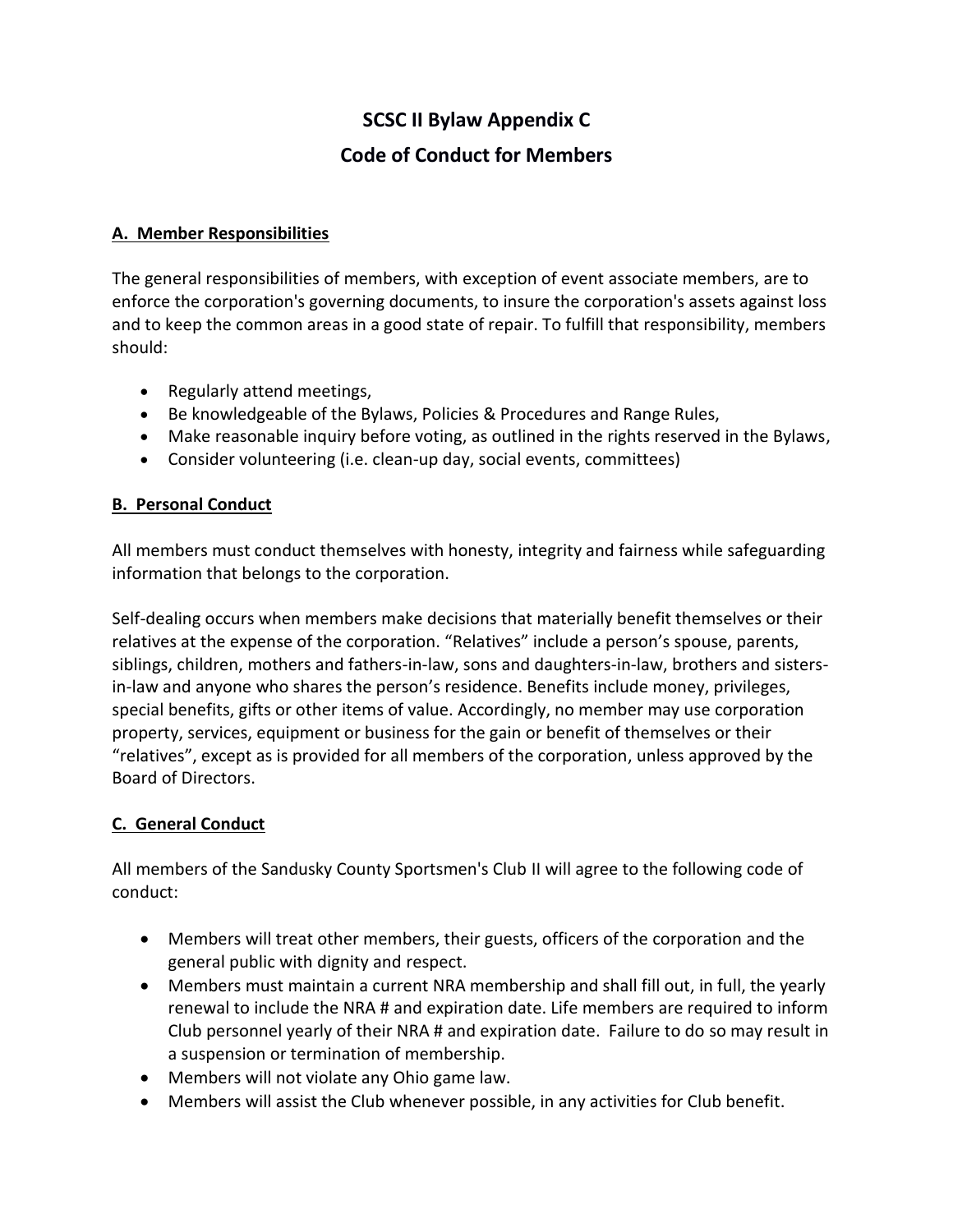# SCSC II Bylaw Appendix C

# Code of Conduct for Members

## A. Member Responsibilities

The general responsibilities of members, with exception of event associate members, are to enforce the corporation's governing documents, to insure the corporation's assets against loss and to keep the common areas in a good state of repair. To fulfill that responsibility, members should:

- Regularly attend meetings,
- Be knowledgeable of the Bylaws, Policies & Procedures and Range Rules,
- Make reasonable inquiry before voting, as outlined in the rights reserved in the Bylaws,
- Consider volunteering (i.e. clean-up day, social events, committees)

## B. Personal Conduct

All members must conduct themselves with honesty, integrity and fairness while safeguarding information that belongs to the corporation.

Self-dealing occurs when members make decisions that materially benefit themselves or their relatives at the expense of the corporation. "Relatives" include a person's spouse, parents, siblings, children, mothers and fathers-in-law, sons and daughters-in-law, brothers and sisters-in-law and anyone who shares the person's residence. Benefits include money, privileges, special benefits, gifts or other items of value. Accordingly, no member may use corporation property, services, equipment or business for the gain or benefit of themselves or their "relatives", except as is provided for all members of the corporation, unless approved by the Board of Directors.

## C. General Conduct

All members of the Sandusky County Sportsmen's Club II will agree to the following code of conduct:

- Members will treat other members, their guests, officers of the corporation and the general public with dignity and respect.
- Members must maintain a current NRA membership and shall fill out, in full, the yearly renewal to include the NRA # and expiration date. Life members are required to inform Club personnel yearly of their NRA # and expiration date. Failure to do so may result in a suspension or termination of membership.
- Members will not violate any Ohio game law.
- Members will assist the Club whenever possible, in any activities for Club benefit.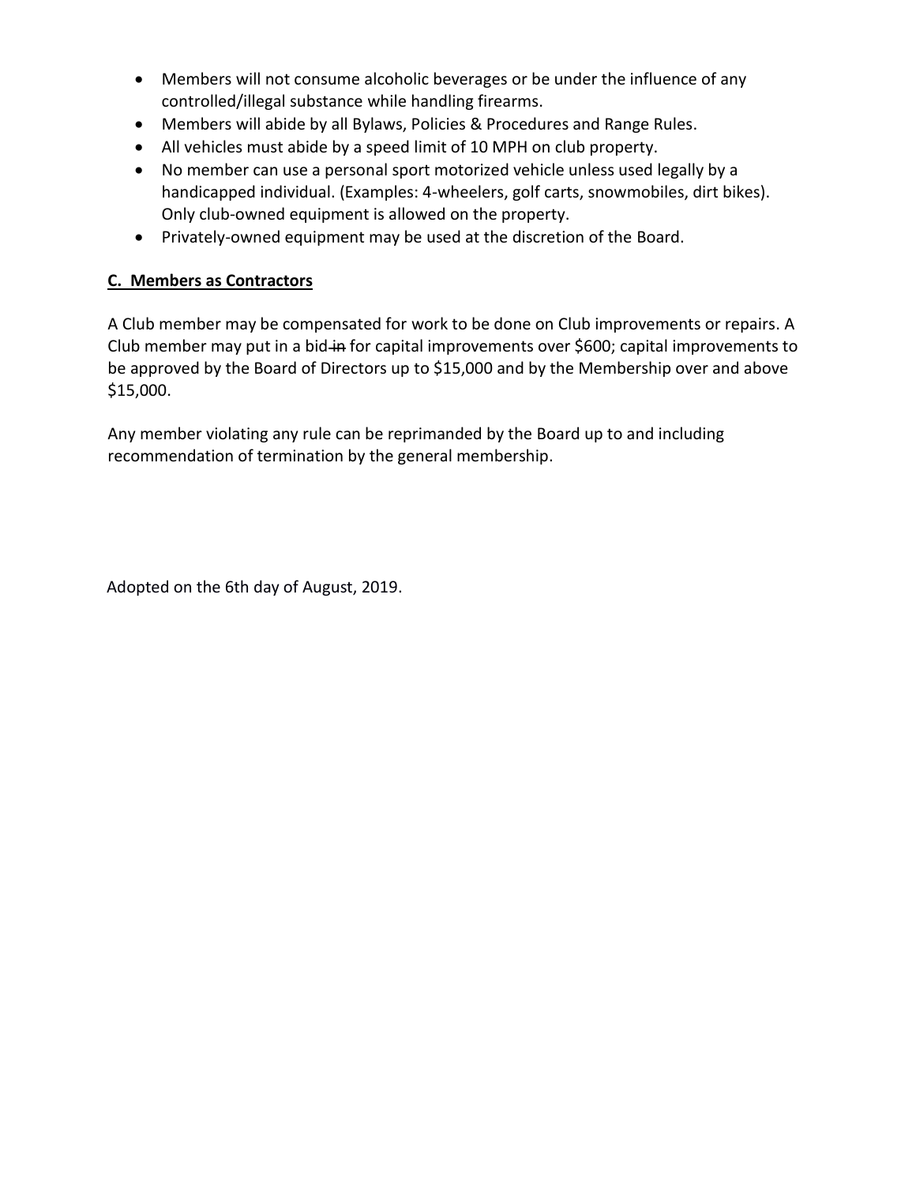- Members will not consume alcoholic beverages or be under the influence of any controlled/illegal substance while handling firearms.
- Members will abide by all Bylaws, Policies & Procedures and Range Rules.
- All vehicles must abide by a speed limit of 10 MPH on club property.
- No member can use a personal sport motorized vehicle unless used legally by a handicapped individual. (Examples: 4-wheelers, golf carts, snowmobiles, dirt bikes). Only club-owned equipment is allowed on the property.
- Privately-owned equipment may be used at the discretion of the Board.

**C. Members as Contractors**

A Club member may be compensated for work to be done on Club improvements or repairs. A Club member may put in a bid ~~in~~ for capital improvements over $600; capital improvements to be approved by the Board of Directors up to $15,000 and by the Membership over and above $15,000.

Any member violating any rule can be reprimanded by the Board up to and including recommendation of termination by the general membership.

Adopted on the 6th day of August, 2019.